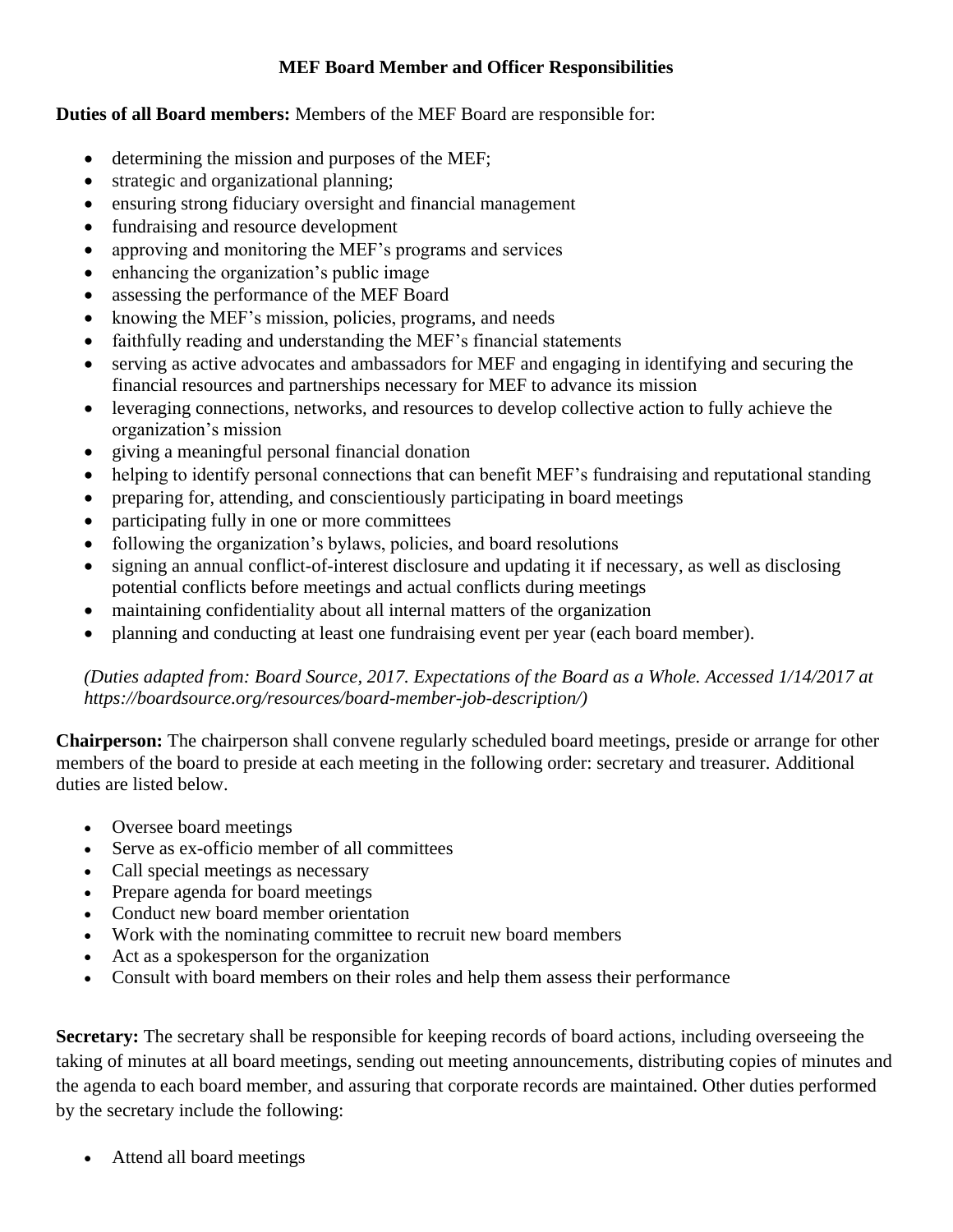# MEF Board Member and Officer Responsibilities

**Duties of all Board members:** Members of the MEF Board are responsible for:

- determining the mission and purposes of the MEF;
- strategic and organizational planning;
- ensuring strong fiduciary oversight and financial management
- fundraising and resource development
- approving and monitoring the MEF's programs and services
- enhancing the organization's public image
- assessing the performance of the MEF Board
- knowing the MEF's mission, policies, programs, and needs
- faithfully reading and understanding the MEF's financial statements
- serving as active advocates and ambassadors for MEF and engaging in identifying and securing the financial resources and partnerships necessary for MEF to advance its mission
- leveraging connections, networks, and resources to develop collective action to fully achieve the organization's mission
- giving a meaningful personal financial donation
- helping to identify personal connections that can benefit MEF's fundraising and reputational standing
- preparing for, attending, and conscientiously participating in board meetings
- participating fully in one or more committees
- following the organization's bylaws, policies, and board resolutions
- signing an annual conflict-of-interest disclosure and updating it if necessary, as well as disclosing potential conflicts before meetings and actual conflicts during meetings
- maintaining confidentiality about all internal matters of the organization
- planning and conducting at least one fundraising event per year (each board member).

*(Duties adapted from: Board Source, 2017. Expectations of the Board as a Whole. Accessed 1/14/2017 at https://boardsource.org/resources/board-member-job-description/)*

**Chairperson:** The chairperson shall convene regularly scheduled board meetings, preside or arrange for other members of the board to preside at each meeting in the following order: secretary and treasurer. Additional duties are listed below.

- Oversee board meetings
- Serve as ex-officio member of all committees
- Call special meetings as necessary
- Prepare agenda for board meetings
- Conduct new board member orientation
- Work with the nominating committee to recruit new board members
- Act as a spokesperson for the organization
- Consult with board members on their roles and help them assess their performance

**Secretary:** The secretary shall be responsible for keeping records of board actions, including overseeing the taking of minutes at all board meetings, sending out meeting announcements, distributing copies of minutes and the agenda to each board member, and assuring that corporate records are maintained. Other duties performed by the secretary include the following:

- Attend all board meetings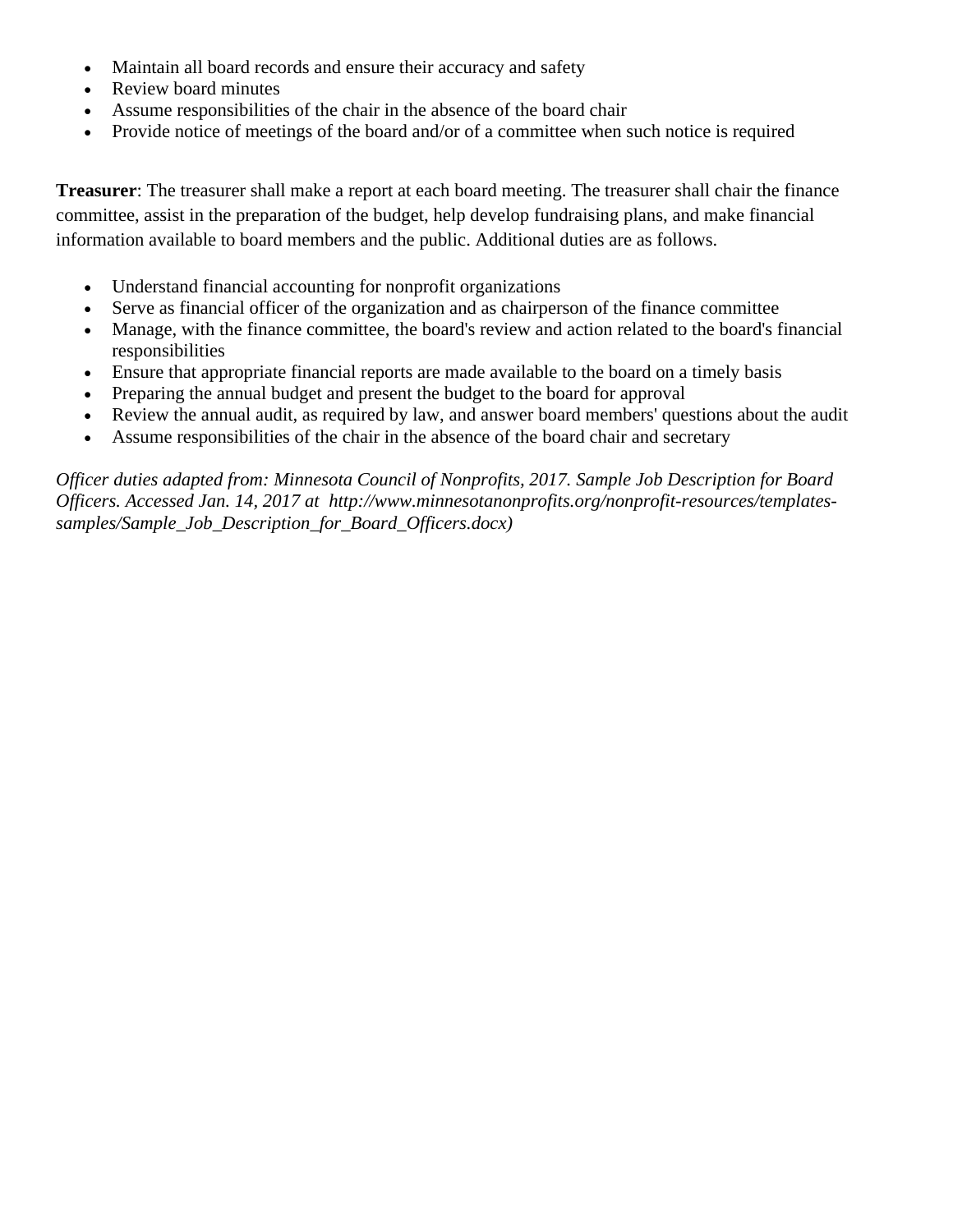- Maintain all board records and ensure their accuracy and safety
- Review board minutes
- Assume responsibilities of the chair in the absence of the board chair
- Provide notice of meetings of the board and/or of a committee when such notice is required

**Treasurer**: The treasurer shall make a report at each board meeting. The treasurer shall chair the finance committee, assist in the preparation of the budget, help develop fundraising plans, and make financial information available to board members and the public. Additional duties are as follows.

- Understand financial accounting for nonprofit organizations
- Serve as financial officer of the organization and as chairperson of the finance committee
- Manage, with the finance committee, the board's review and action related to the board's financial responsibilities
- Ensure that appropriate financial reports are made available to the board on a timely basis
- Preparing the annual budget and present the budget to the board for approval
- Review the annual audit, as required by law, and answer board members' questions about the audit
- Assume responsibilities of the chair in the absence of the board chair and secretary

*Officer duties adapted from: Minnesota Council of Nonprofits, 2017. Sample Job Description for Board Officers. Accessed Jan. 14, 2017 at http://www.minnesotanonprofits.org/nonprofit-resources/templates-samples/Sample_Job_Description_for_Board_Officers.docx)*